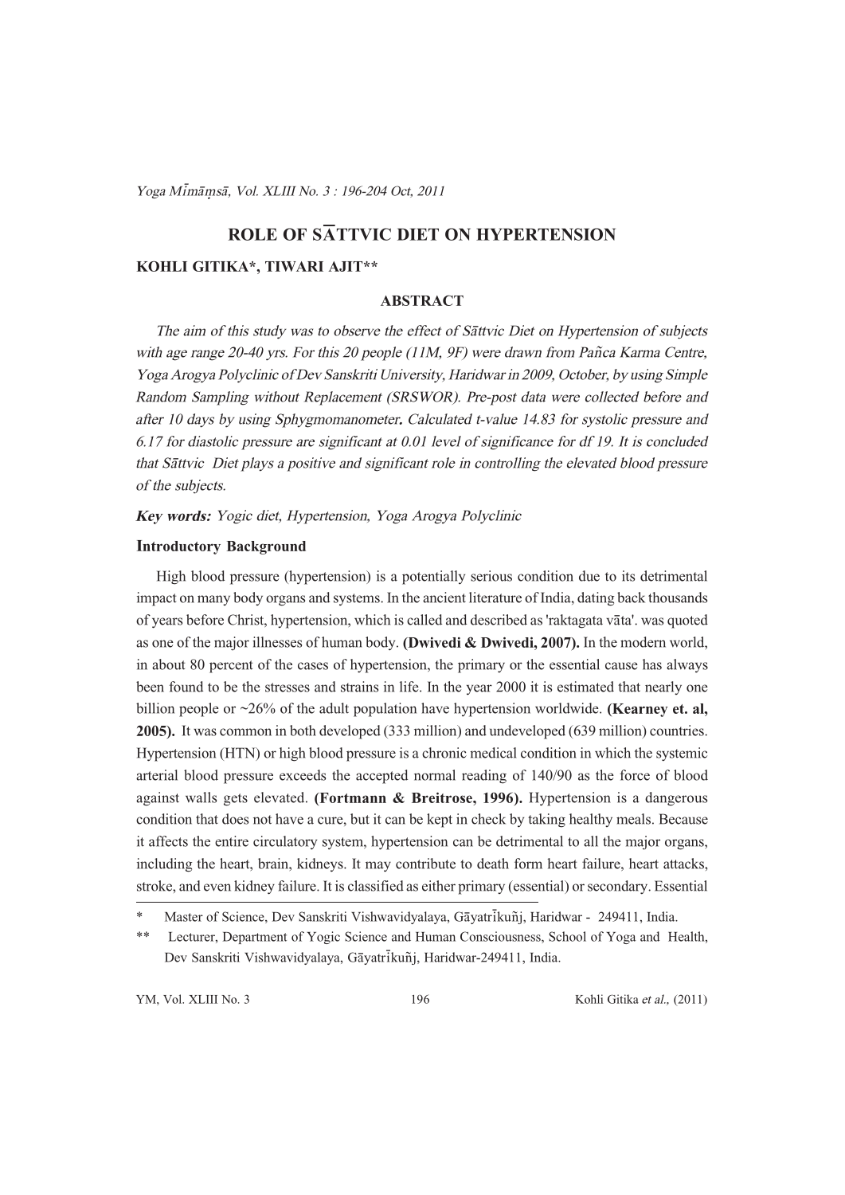# ROLE OF SĀTTVIC DIET ON HYPERTENSION

**KOHLI GITIKA*, TIWARI AJIT****

## ABSTRACT

*The aim of this study was to observe the effect of Sāttvic Diet on Hypertension of subjects with age range 20-40 yrs. For this 20 people (11M, 9F) were drawn from Pañca Karma Centre, Yoga Arogya Polyclinic of Dev Sanskriti University, Haridwar in 2009, October, by using Simple Random Sampling without Replacement (SRSWOR). Pre-post data were collected before and after 10 days by using Sphygmomanometer. Calculated t-value 14.83 for systolic pressure and 6.17 for diastolic pressure are significant at 0.01 level of significance for df 19. It is concluded that Sāttvic Diet plays a positive and significant role in controlling the elevated blood pressure of the subjects.*

***Key words:*** *Yogic diet, Hypertension, Yoga Arogya Polyclinic*

### Introductory Background

High blood pressure (hypertension) is a potentially serious condition due to its detrimental impact on many body organs and systems. In the ancient literature of India, dating back thousands of years before Christ, hypertension, which is called and described as 'raktagata vāta'. was quoted as one of the major illnesses of human body. **(Dwivedi & Dwivedi, 2007).** In the modern world, in about 80 percent of the cases of hypertension, the primary or the essential cause has always been found to be the stresses and strains in life. In the year 2000 it is estimated that nearly one billion people or ~26% of the adult population have hypertension worldwide. **(Kearney et. al, 2005).** It was common in both developed (333 million) and undeveloped (639 million) countries. Hypertension (HTN) or high blood pressure is a chronic medical condition in which the systemic arterial blood pressure exceeds the accepted normal reading of 140/90 as the force of blood against walls gets elevated. **(Fortmann & Breitrose, 1996).** Hypertension is a dangerous condition that does not have a cure, but it can be kept in check by taking healthy meals. Because it affects the entire circulatory system, hypertension can be detrimental to all the major organs, including the heart, brain, kidneys. It may contribute to death form heart failure, heart attacks, stroke, and even kidney failure. It is classified as either primary (essential) or secondary. Essential

---

\* Master of Science, Dev Sanskriti Vishwavidyalaya, Gāyatrīkuñj, Haridwar - 249411, India.

\*\* Lecturer, Department of Yogic Science and Human Consciousness, School of Yoga and Health, Dev Sanskriti Vishwavidyalaya, Gāyatrīkuñj, Haridwar-249411, India.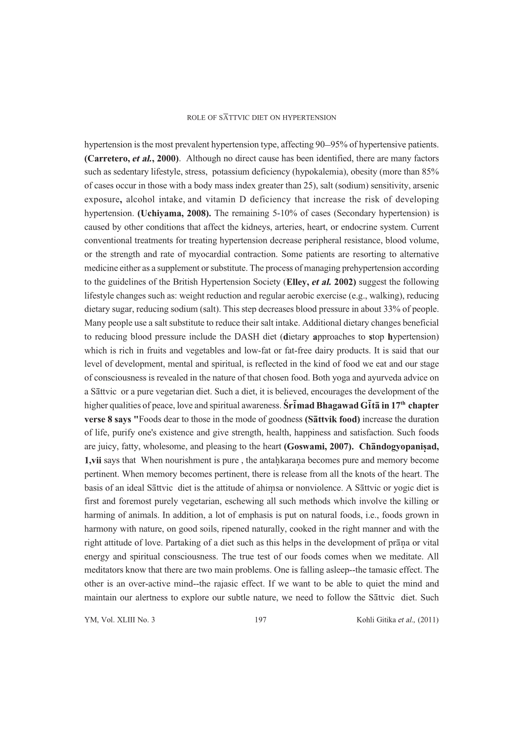hypertension is the most prevalent hypertension type, affecting 90–95% of hypertensive patients. **(Carretero, *et al.*, 2000)**. Although no direct cause has been identified, there are many factors such as sedentary lifestyle, stress, potassium deficiency (hypokalemia), obesity (more than 85% of cases occur in those with a body mass index greater than 25), salt (sodium) sensitivity, arsenic exposure**,** alcohol intake, and vitamin D deficiency that increase the risk of developing hypertension. **(Uchiyama, 2008).** The remaining 5-10% of cases (Secondary hypertension) is caused by other conditions that affect the kidneys, arteries, heart, or endocrine system. Current conventional treatments for treating hypertension decrease peripheral resistance, blood volume, or the strength and rate of myocardial contraction. Some patients are resorting to alternative medicine either as a supplement or substitute. The process of managing prehypertension according to the guidelines of the British Hypertension Society (**Elley, *et al.* 2002)** suggest the following lifestyle changes such as: weight reduction and regular aerobic exercise (e.g., walking), reducing dietary sugar, reducing sodium (salt). This step decreases blood pressure in about 33% of people. Many people use a salt substitute to reduce their salt intake. Additional dietary changes beneficial to reducing blood pressure include the DASH diet (**d**ietary **a**pproaches to **s**top **h**ypertension) which is rich in fruits and vegetables and low-fat or fat-free dairy products. It is said that our level of development, mental and spiritual, is reflected in the kind of food we eat and our stage of consciousness is revealed in the nature of that chosen food. Both yoga and ayurveda advice on a Sāttvic or a pure vegetarian diet. Such a diet, it is believed, encourages the development of the higher qualities of peace, love and spiritual awareness. **Śrīmad Bhagawad Gītā in 17th chapter verse 8 says "**Foods dear to those in the mode of goodness **(Sāttvik food)** increase the duration of life, purify one's existence and give strength, health, happiness and satisfaction. Such foods are juicy, fatty, wholesome, and pleasing to the heart **(Goswami, 2007). Chāndogyopaniṣad, 1,vii** says that When nourishment is pure , the antaḥkaraṇa becomes pure and memory become pertinent. When memory becomes pertinent, there is release from all the knots of the heart. The basis of an ideal Sāttvic diet is the attitude of ahiṃsa or nonviolence. A Sāttvic or yogic diet is first and foremost purely vegetarian, eschewing all such methods which involve the killing or harming of animals. In addition, a lot of emphasis is put on natural foods, i.e., foods grown in harmony with nature, on good soils, ripened naturally, cooked in the right manner and with the right attitude of love. Partaking of a diet such as this helps in the development of prāṇa or vital energy and spiritual consciousness. The true test of our foods comes when we meditate. All meditators know that there are two main problems. One is falling asleep--the tamasic effect. The other is an over-active mind--the rajasic effect. If we want to be able to quiet the mind and maintain our alertness to explore our subtle nature, we need to follow the Sāttvic diet. Such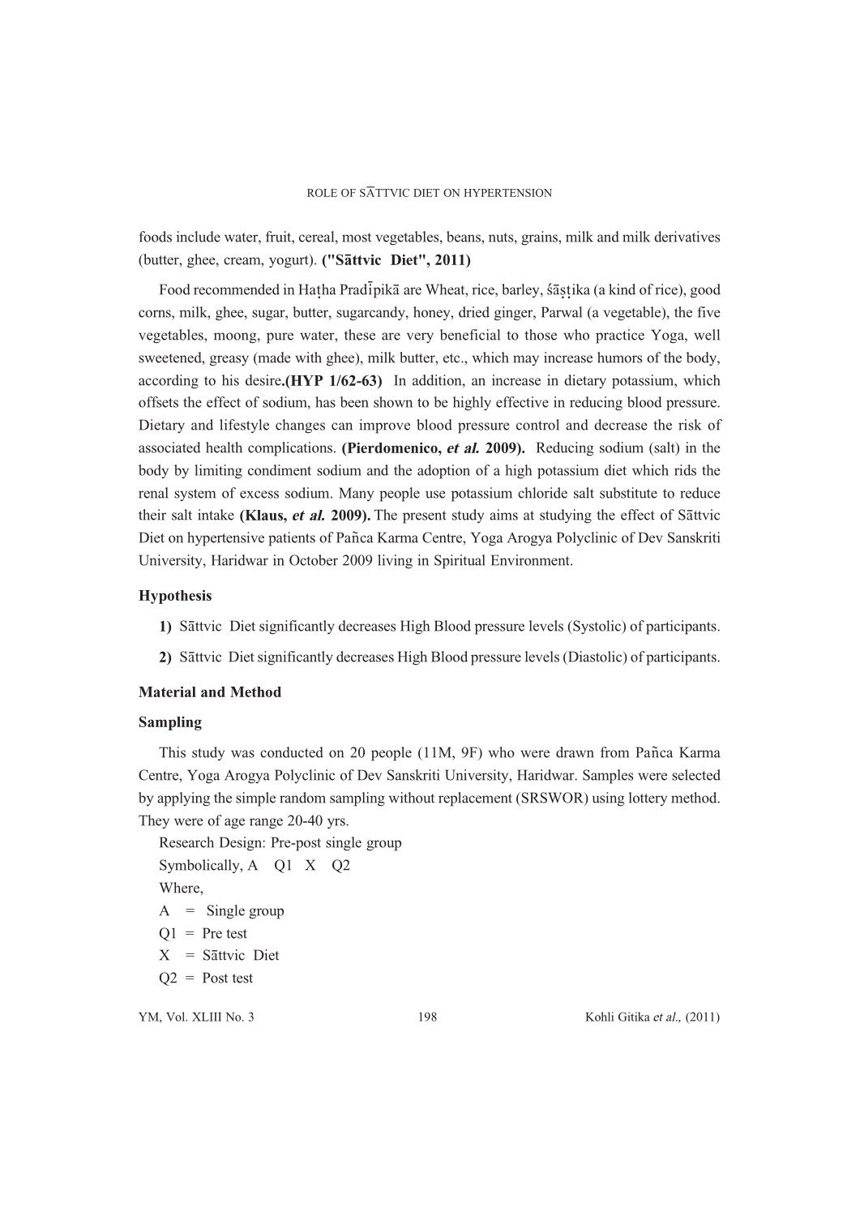foods include water, fruit, cereal, most vegetables, beans, nuts, grains, milk and milk derivatives (butter, ghee, cream, yogurt). **("Sāttvic Diet", 2011)**

Food recommended in Haṭha Pradīpikā are Wheat, rice, barley, śāṣṭika (a kind of rice), good corns, milk, ghee, sugar, butter, sugarcandy, honey, dried ginger, Parwal (a vegetable), the five vegetables, moong, pure water, these are very beneficial to those who practice Yoga, well sweetened, greasy (made with ghee), milk butter, etc., which may increase humors of the body, according to his desire**.(HYP 1/62-63)** In addition, an increase in dietary potassium, which offsets the effect of sodium, has been shown to be highly effective in reducing blood pressure. Dietary and lifestyle changes can improve blood pressure control and decrease the risk of associated health complications. **(Pierdomenico, *et al.* 2009).** Reducing sodium (salt) in the body by limiting condiment sodium and the adoption of a high potassium diet which rids the renal system of excess sodium. Many people use potassium chloride salt substitute to reduce their salt intake **(Klaus, *et al.* 2009).** The present study aims at studying the effect of Sāttvic Diet on hypertensive patients of Pañca Karma Centre, Yoga Arogya Polyclinic of Dev Sanskriti University, Haridwar in October 2009 living in Spiritual Environment.

### Hypothesis

**1)** Sāttvic Diet significantly decreases High Blood pressure levels (Systolic) of participants.

**2)** Sāttvic Diet significantly decreases High Blood pressure levels (Diastolic) of participants.

### Material and Method

### Sampling

This study was conducted on 20 people (11M, 9F) who were drawn from Pañca Karma Centre, Yoga Arogya Polyclinic of Dev Sanskriti University, Haridwar. Samples were selected by applying the simple random sampling without replacement (SRSWOR) using lottery method. They were of age range 20-40 yrs.

Research Design: Pre-post single group

Symbolically, A Q1 X Q2

Where,

A = Single group

Q1 = Pre test

X = Sāttvic Diet

Q2 = Post test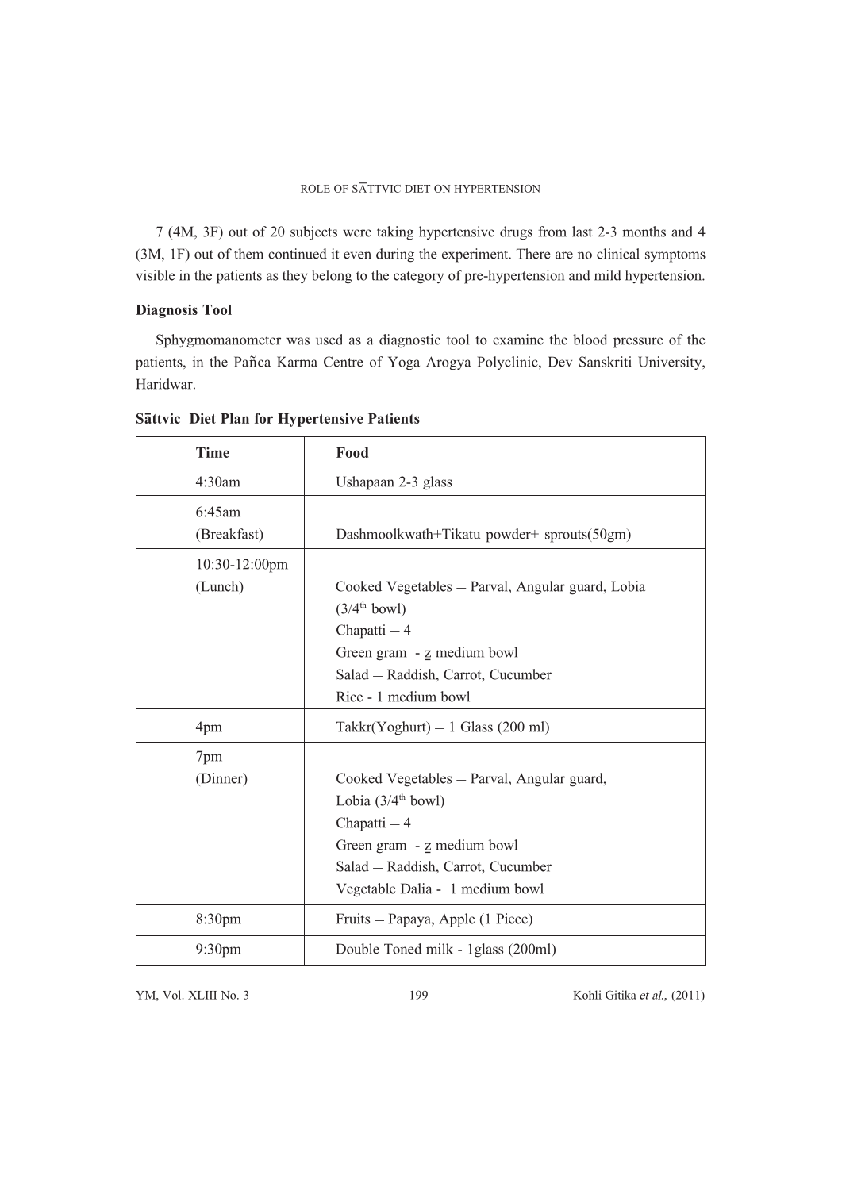7 (4M, 3F) out of 20 subjects were taking hypertensive drugs from last 2-3 months and 4 (3M, 1F) out of them continued it even during the experiment. There are no clinical symptoms visible in the patients as they belong to the category of pre-hypertension and mild hypertension.

### Diagnosis Tool

Sphygmomanometer was used as a diagnostic tool to examine the blood pressure of the patients, in the Pañca Karma Centre of Yoga Arogya Polyclinic, Dev Sanskriti University, Haridwar.

### Sāttvic Diet Plan for Hypertensive Patients

| Time | Food |
|---|---|
| 4:30am | Ushapaan 2-3 glass |
| 6:45am (Breakfast) | Dashmoolkwath+Tikatu powder+ sprouts(50gm) |
| 10:30-12:00pm (Lunch) | Cooked Vegetables – Parval, Angular guard, Lobia (3/4$^{th}$ bowl)<br>Chapatti – 4<br>Green gram - z medium bowl<br>Salad – Raddish, Carrot, Cucumber<br>Rice - 1 medium bowl |
| 4pm | Takkr(Yoghurt) – 1 Glass (200 ml) |
| 7pm (Dinner) | Cooked Vegetables – Parval, Angular guard, Lobia (3/4$^{th}$ bowl)<br>Chapatti – 4<br>Green gram - z medium bowl<br>Salad – Raddish, Carrot, Cucumber<br>Vegetable Dalia - 1 medium bowl |
| 8:30pm | Fruits – Papaya, Apple (1 Piece) |
| 9:30pm | Double Toned milk - 1glass (200ml) |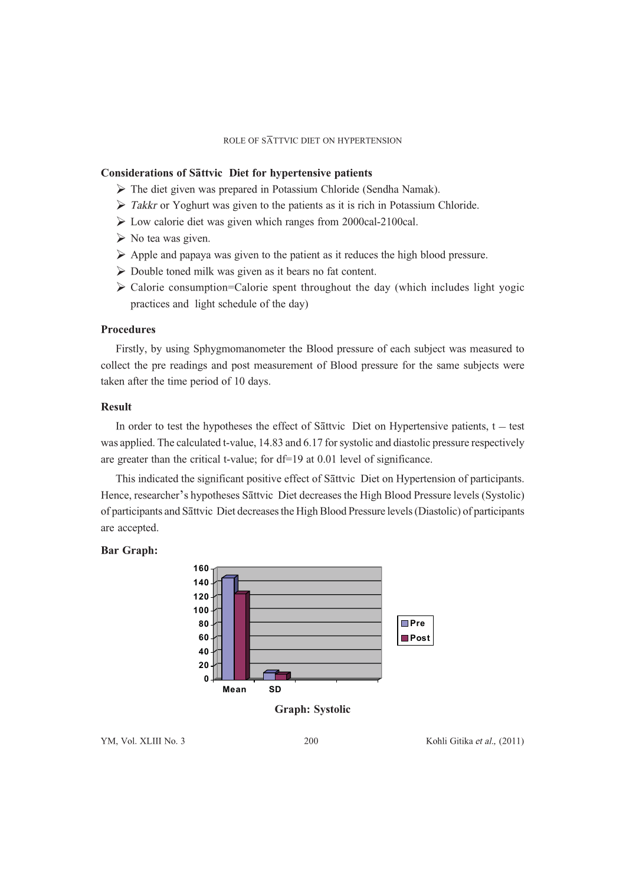**Considerations of Sāttvic Diet for hypertensive patients**

- The diet given was prepared in Potassium Chloride (Sendha Namak).
- *Takkr* or Yoghurt was given to the patients as it is rich in Potassium Chloride.
- Low calorie diet was given which ranges from 2000cal-2100cal.
- No tea was given.
- Apple and papaya was given to the patient as it reduces the high blood pressure.
- Double toned milk was given as it bears no fat content.
- Calorie consumption=Calorie spent throughout the day (which includes light yogic practices and light schedule of the day)

### Procedures

Firstly, by using Sphygmomanometer the Blood pressure of each subject was measured to collect the pre readings and post measurement of Blood pressure for the same subjects were taken after the time period of 10 days.

### Result

In order to test the hypotheses the effect of Sāttvic Diet on Hypertensive patients, t – test was applied. The calculated t-value, 14.83 and 6.17 for systolic and diastolic pressure respectively are greater than the critical t-value; for df=19 at 0.01 level of significance.

This indicated the significant positive effect of Sāttvic Diet on Hypertension of participants. Hence, researcher's hypotheses Sāttvic Diet decreases the High Blood Pressure levels (Systolic) of participants and Sāttvic Diet decreases the High Blood Pressure levels (Diastolic) of participants are accepted.

**Bar Graph:**

**Graph: Systolic**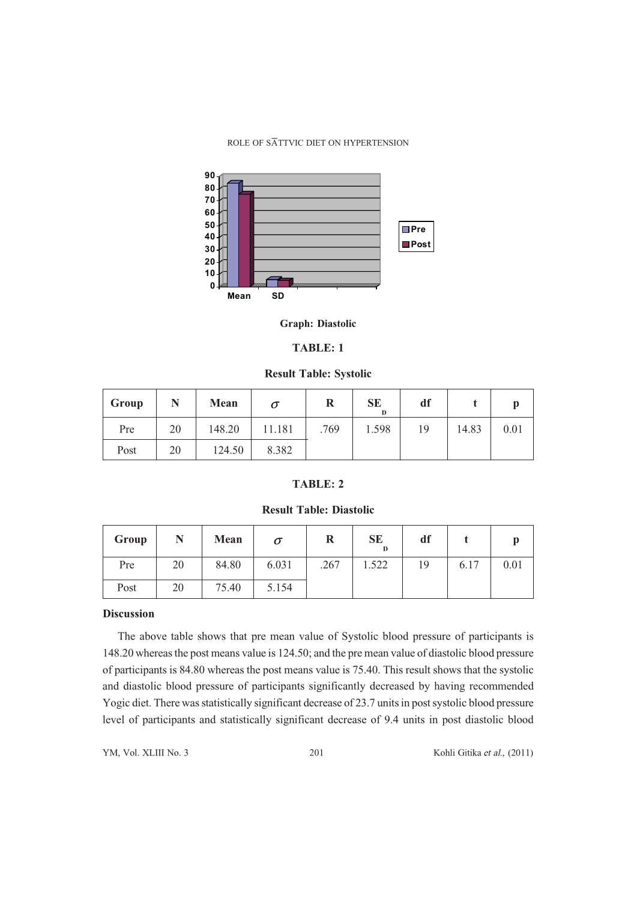Graph: Diastolic

**TABLE: 1**

**Result Table: Systolic**

| Group | N | Mean | $\sigma$ | R | $SE_D$ | df | t | p |
|---|---|---|---|---|---|---|---|---|
| Pre | 20 | 148.20 | 11.181 | .769 | 1.598 | 19 | 14.83 | 0.01 |
| Post | 20 | 124.50 | 8.382 | | | | | |

**TABLE: 2**

**Result Table: Diastolic**

| Group | N | Mean | $\sigma$ | R | $SE_D$ | df | t | p |
|---|---|---|---|---|---|---|---|---|
| Pre | 20 | 84.80 | 6.031 | .267 | 1.522 | 19 | 6.17 | 0.01 |
| Post | 20 | 75.40 | 5.154 | | | | | |

**Discussion**

The above table shows that pre mean value of Systolic blood pressure of participants is 148.20 whereas the post means value is 124.50; and the pre mean value of diastolic blood pressure of participants is 84.80 whereas the post means value is 75.40. This result shows that the systolic and diastolic blood pressure of participants significantly decreased by having recommended Yogic diet. There was statistically significant decrease of 23.7 units in post systolic blood pressure level of participants and statistically significant decrease of 9.4 units in post diastolic blood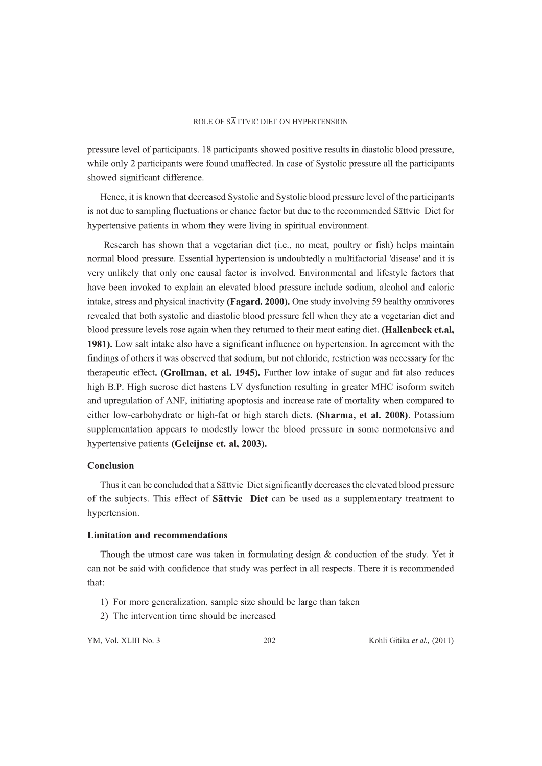pressure level of participants. 18 participants showed positive results in diastolic blood pressure, while only 2 participants were found unaffected. In case of Systolic pressure all the participants showed significant difference.

Hence, it is known that decreased Systolic and Systolic blood pressure level of the participants is not due to sampling fluctuations or chance factor but due to the recommended Sāttvic Diet for hypertensive patients in whom they were living in spiritual environment.

Research has shown that a vegetarian diet (i.e., no meat, poultry or fish) helps maintain normal blood pressure. Essential hypertension is undoubtedly a multifactorial 'disease' and it is very unlikely that only one causal factor is involved. Environmental and lifestyle factors that have been invoked to explain an elevated blood pressure include sodium, alcohol and caloric intake, stress and physical inactivity **(Fagard. 2000).** One study involving 59 healthy omnivores revealed that both systolic and diastolic blood pressure fell when they ate a vegetarian diet and blood pressure levels rose again when they returned to their meat eating diet. **(Hallenbeck et.al, 1981).** Low salt intake also have a significant influence on hypertension. In agreement with the findings of others it was observed that sodium, but not chloride, restriction was necessary for the therapeutic effect**. (Grollman, et al. 1945).** Further low intake of sugar and fat also reduces high B.P. High sucrose diet hastens LV dysfunction resulting in greater MHC isoform switch and upregulation of ANF, initiating apoptosis and increase rate of mortality when compared to either low-carbohydrate or high-fat or high starch diets**. (Sharma, et al. 2008)**. Potassium supplementation appears to modestly lower the blood pressure in some normotensive and hypertensive patients **(Geleijnse et. al, 2003).**

## Conclusion

Thus it can be concluded that a Sāttvic Diet significantly decreases the elevated blood pressure of the subjects. This effect of **Sāttvic Diet** can be used as a supplementary treatment to hypertension.

## Limitation and recommendations

Though the utmost care was taken in formulating design & conduction of the study. Yet it can not be said with confidence that study was perfect in all respects. There it is recommended that:

1) For more generalization, sample size should be large than taken
2) The intervention time should be increased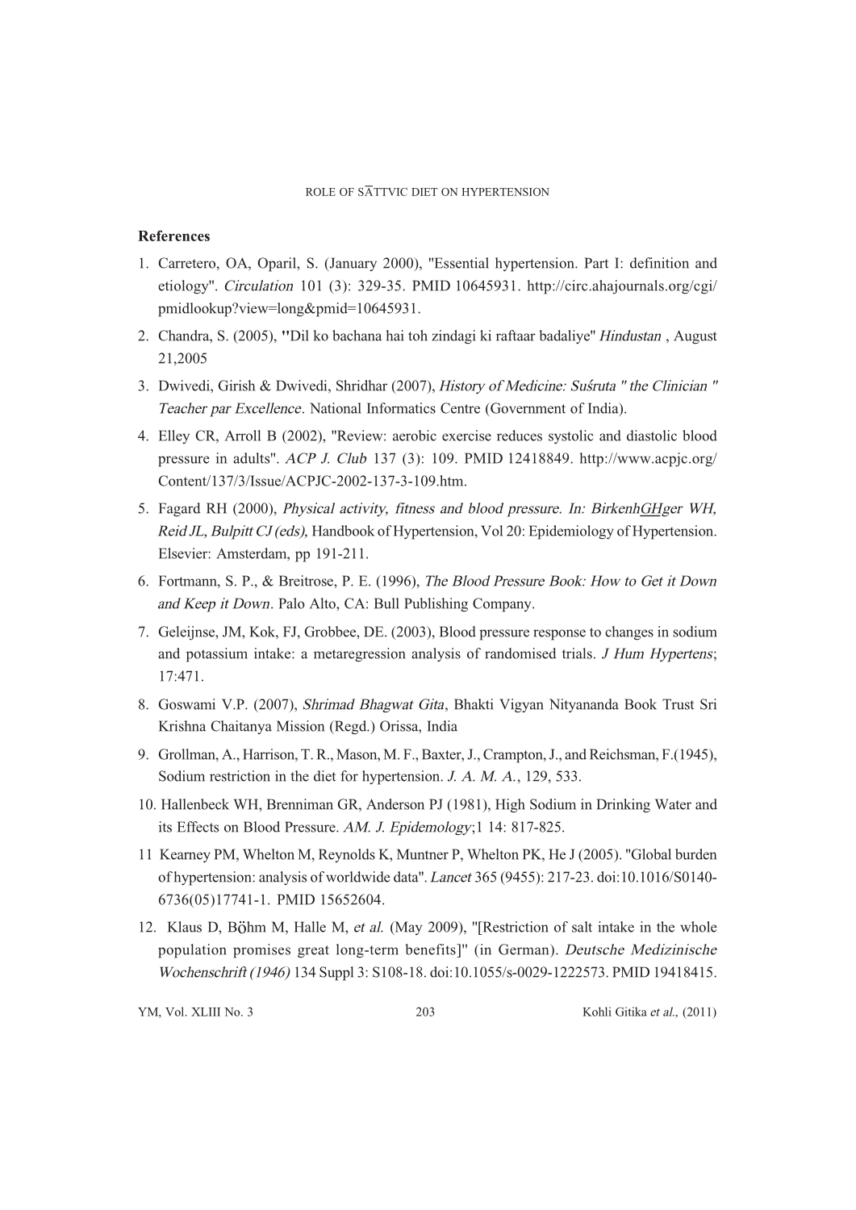## References

1. Carretero, OA, Oparil, S. (January 2000), "Essential hypertension. Part I: definition and etiology". *Circulation* 101 (3): 329-35. PMID 10645931. http://circ.ahajournals.org/cgi/pmidlookup?view=long&pmid=10645931.
2. Chandra, S. (2005), "Dil ko bachana hai toh zindagi ki raftaar badaliye" *Hindustan* , August 21,2005
3. Dwivedi, Girish & Dwivedi, Shridhar (2007), *History of Medicine: Suśruta " the Clinician " Teacher par Excellence*. National Informatics Centre (Government of India).
4. Elley CR, Arroll B (2002), "Review: aerobic exercise reduces systolic and diastolic blood pressure in adults". *ACP J. Club* 137 (3): 109. PMID 12418849. http://www.acpjc.org/Content/137/3/Issue/ACPJC-2002-137-3-109.htm.
5. Fagard RH (2000), *Physical activity, fitness and blood pressure. In: BirkenhGHger WH, Reid JL, Bulpitt CJ (eds),* Handbook of Hypertension, Vol 20: Epidemiology of Hypertension. Elsevier: Amsterdam, pp 191-211.
6. Fortmann, S. P., & Breitrose, P. E. (1996), *The Blood Pressure Book: How to Get it Down and Keep it Down*. Palo Alto, CA: Bull Publishing Company.
7. Geleijnse, JM, Kok, FJ, Grobbee, DE. (2003), Blood pressure response to changes in sodium and potassium intake: a metaregression analysis of randomised trials. *J Hum Hypertens*; 17:471.
8. Goswami V.P. (2007), *Shrimad Bhagwat Gita*, Bhakti Vigyan Nityananda Book Trust Sri Krishna Chaitanya Mission (Regd.) Orissa, India
9. Grollman, A., Harrison, T. R., Mason, M. F., Baxter, J., Crampton, J., and Reichsman, F.(1945), Sodium restriction in the diet for hypertension. *J. A. M. A.*, 129, 533.
10. Hallenbeck WH, Brenniman GR, Anderson PJ (1981), High Sodium in Drinking Water and its Effects on Blood Pressure. *AM. J. Epidemology*;1 14: 817-825.
11. Kearney PM, Whelton M, Reynolds K, Muntner P, Whelton PK, He J (2005). "Global burden of hypertension: analysis of worldwide data". *Lancet* 365 (9455): 217-23. doi:10.1016/S0140-6736(05)17741-1. PMID 15652604.
12. Klaus D, Böhm M, Halle M, *et al.* (May 2009), "[Restriction of salt intake in the whole population promises great long-term benefits]" (in German). *Deutsche Medizinische Wochenschrift (1946)* 134 Suppl 3: S108-18. doi:10.1055/s-0029-1222573. PMID 19418415.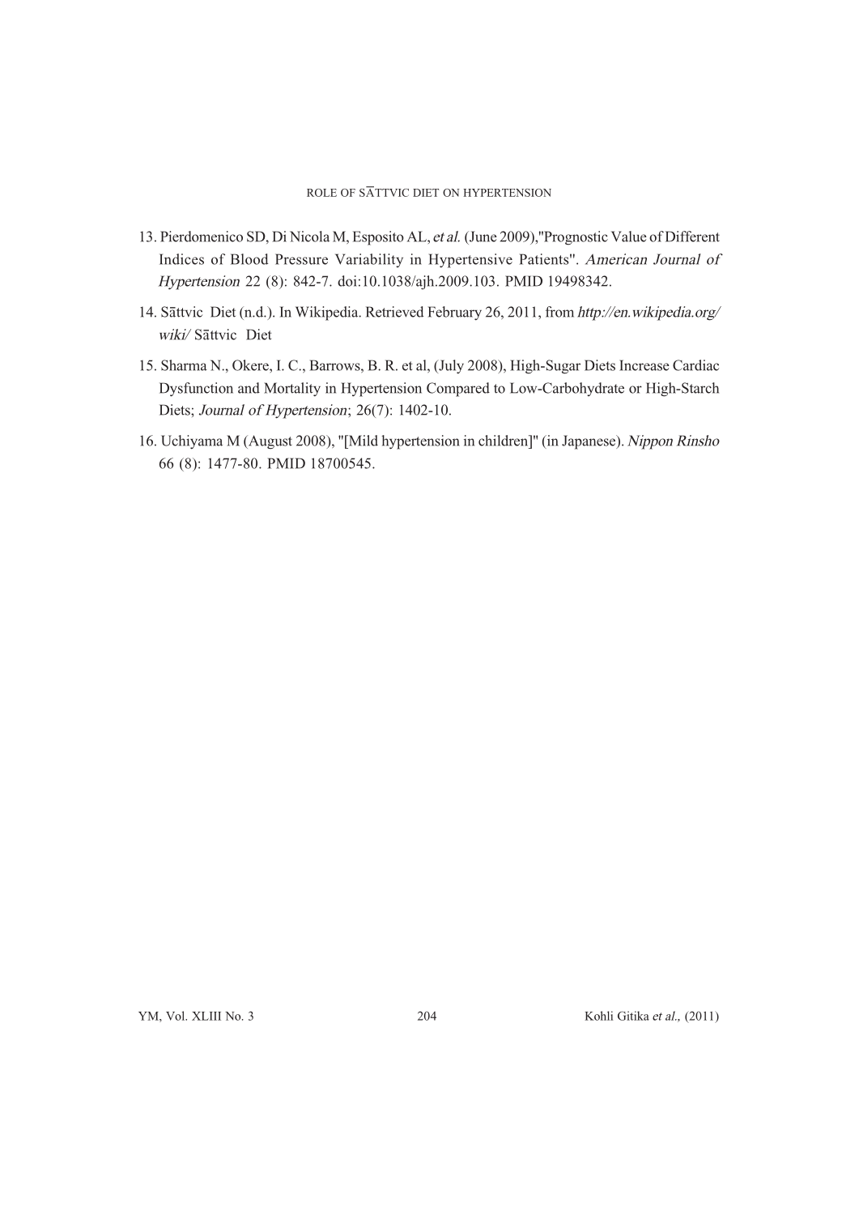13. Pierdomenico SD, Di Nicola M, Esposito AL, *et al.* (June 2009),"Prognostic Value of Different Indices of Blood Pressure Variability in Hypertensive Patients". *American Journal of Hypertension* 22 (8): 842-7. doi:10.1038/ajh.2009.103. PMID 19498342.

14. Sāttvic Diet (n.d.). In Wikipedia. Retrieved February 26, 2011, from *http://en.wikipedia.org/wiki/* Sāttvic Diet

15. Sharma N., Okere, I. C., Barrows, B. R. et al, (July 2008), High-Sugar Diets Increase Cardiac Dysfunction and Mortality in Hypertension Compared to Low-Carbohydrate or High-Starch Diets; *Journal of Hypertension*; 26(7): 1402-10.

16. Uchiyama M (August 2008), "[Mild hypertension in children]" (in Japanese). *Nippon Rinsho* 66 (8): 1477-80. PMID 18700545.